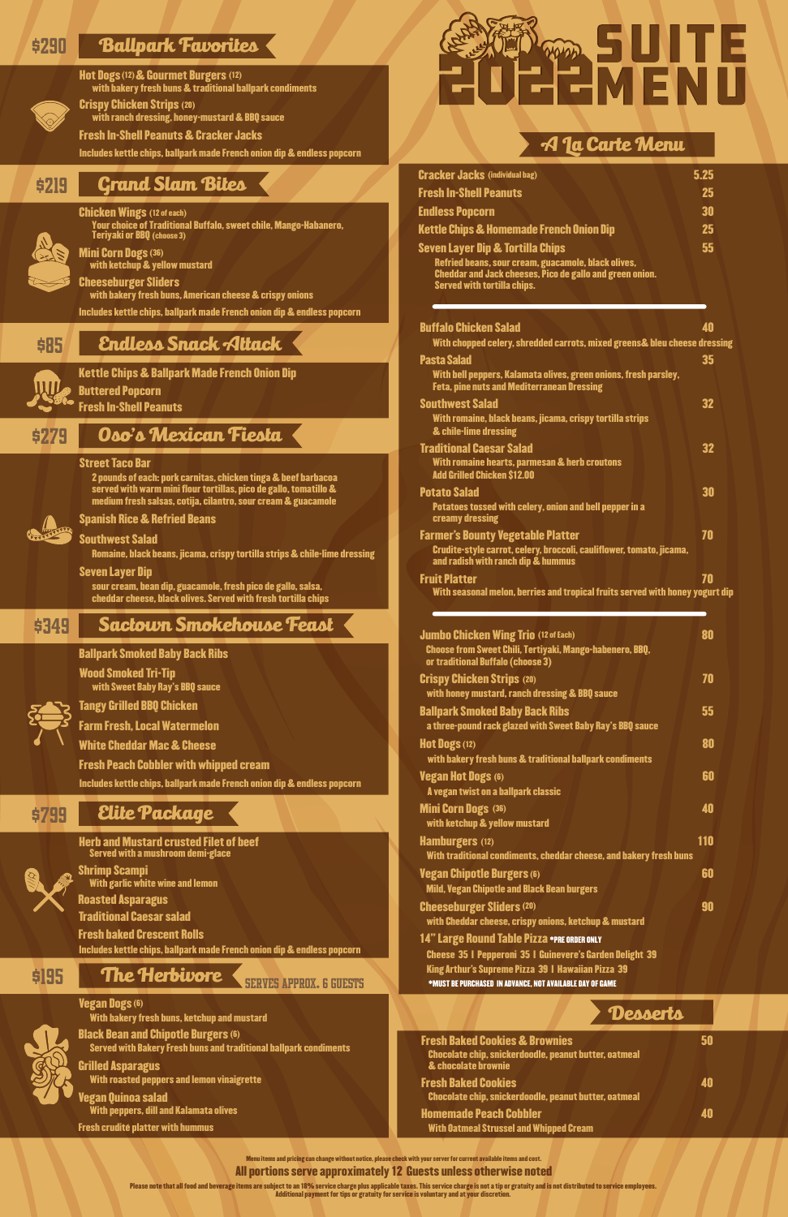# 2022 SUITE MENU

## $290 Ballpark Favorites

**Hot Dogs (12) & Gourmet Burgers (12)**
with bakery fresh buns & traditional ballpark condiments

**Crispy Chicken Strips (20)**
with ranch dressing, honey-mustard & BBQ sauce

**Fresh In-Shell Peanuts & Cracker Jacks**

Includes kettle chips, ballpark made French onion dip & endless popcorn

## $219 Grand Slam Bites

**Chicken Wings (12 of each)**
Your choice of Traditional Buffalo, sweet chile, Mango-Habanero, Teriyaki or BBQ (choose 3)

**Mini Corn Dogs (36)**
with ketchup & yellow mustard

**Cheeseburger Sliders**
with bakery fresh buns, American cheese & crispy onions

Includes kettle chips, ballpark made French onion dip & endless popcorn

## $85 Endless Snack Attack

**Kettle Chips & Ballpark Made French Onion Dip**

**Buttered Popcorn**

**Fresh In-Shell Peanuts**

## $279 Oso's Mexican Fiesta

**Street Taco Bar**
2 pounds of each: pork carnitas, chicken tinga & beef barbacoa served with warm mini flour tortillas, pico de gallo, tomatillo & medium fresh salsas, cotija, cilantro, sour cream & guacamole

**Spanish Rice & Refried Beans**

**Southwest Salad**
Romaine, black beans, jicama, crispy tortilla strips & chile-lime dressing

**Seven Layer Dip**
sour cream, bean dip, guacamole, fresh pico de gallo, salsa, cheddar cheese, black olives. Served with fresh tortilla chips

## $349 Sactown Smokehouse Feast

**Ballpark Smoked Baby Back Ribs**

**Wood Smoked Tri-Tip**
with Sweet Baby Ray's BBQ sauce

**Tangy Grilled BBQ Chicken**

**Farm Fresh, Local Watermelon**

**White Cheddar Mac & Cheese**

**Fresh Peach Cobbler with whipped cream**

Includes kettle chips, ballpark made French onion dip & endless popcorn

## $799 Elite Package

**Herb and Mustard crusted Filet of beef**
Served with a mushroom demi-glace

**Shrimp Scampi**
With garlic white wine and lemon

**Roasted Asparagus**

**Traditional Caesar salad**

**Fresh baked Crescent Rolls**

Includes kettle chips, ballpark made French onion dip & endless popcorn

## $195 The Herbivore — SERVES APPROX. 6 GUESTS

**Vegan Dogs (6)**
With bakery fresh buns, ketchup and mustard

**Black Bean and Chipotle Burgers (6)**
Served with Bakery Fresh buns and traditional ballpark condiments

**Grilled Asparagus**
With roasted peppers and lemon vinaigrette

**Vegan Quinoa salad**
With peppers, dill and Kalamata olives

**Fresh crudité platter with hummus**

## A La Carte Menu

| Item | Price |
|---|---|
| **Cracker Jacks** (individual bag) | 5.25 |
| **Fresh In-Shell Peanuts** | 25 |
| **Endless Popcorn** | 30 |
| **Kettle Chips & Homemade French Onion Dip** | 25 |
| **Seven Layer Dip & Tortilla Chips** — Refried beans, sour cream, guacamole, black olives, Cheddar and Jack cheeses, Pico de gallo and green onion. Served with tortilla chips. | 55 |

| Item | Price |
|---|---|
| **Buffalo Chicken Salad** — With chopped celery, shredded carrots, mixed greens& bleu cheese dressing | 40 |
| **Pasta Salad** — With bell peppers, Kalamata olives, green onions, fresh parsley, Feta, pine nuts and Mediterranean Dressing | 35 |
| **Southwest Salad** — With romaine, black beans, jicama, crispy tortilla strips & chile-lime dressing | 32 |
| **Traditional Caesar Salad** — With romaine hearts, parmesan & herb croutons. Add Grilled Chicken $12.00 | 32 |
| **Potato Salad** — Potatoes tossed with celery, onion and bell pepper in a creamy dressing | 30 |
| **Farmer's Bounty Vegetable Platter** — Crudite-style carrot, celery, broccoli, cauliflower, tomato, jicama, and radish with ranch dip & hummus | 70 |
| **Fruit Platter** — With seasonal melon, berries and tropical fruits served with honey yogurt dip | 70 |

| Item | Price |
|---|---|
| **Jumbo Chicken Wing Trio** (12 of Each) — Choose from Sweet Chili, Tertiyaki, Mango-habenero, BBQ, or traditional Buffalo (choose 3) | 80 |
| **Crispy Chicken Strips** (20) — with honey mustard, ranch dressing & BBQ sauce | 70 |
| **Ballpark Smoked Baby Back Ribs** — a three-pound rack glazed with Sweet Baby Ray's BBQ sauce | 55 |
| **Hot Dogs** (12) — with bakery fresh buns & traditional ballpark condiments | 80 |
| **Vegan Hot Dogs** (6) — A vegan twist on a ballpark classic | 60 |
| **Mini Corn Dogs** (36) — with ketchup & yellow mustard | 40 |
| **Hamburgers** (12) — With traditional condiments, cheddar cheese, and bakery fresh buns | 110 |
| **Vegan Chipotle Burgers** (6) — Mild, Vegan Chipotle and Black Bean burgers | 60 |
| **Cheeseburger Sliders** (20) — with Cheddar cheese, crispy onions, ketchup & mustard | 90 |

**14" Large Round Table Pizza** *PRE ORDER ONLY
Cheese 35 | Pepperoni 35 | Guinevere's Garden Delight 39
King Arthur's Supreme Pizza 39 | Hawaiian Pizza 39
*MUST BE PURCHASED IN ADVANCE, NOT AVAILABLE DAY OF GAME

## Desserts

| Item | Price |
|---|---|
| **Fresh Baked Cookies & Brownies** — Chocolate chip, snickerdoodle, peanut butter, oatmeal & chocolate brownie | 50 |
| **Fresh Baked Cookies** — Chocolate chip, snickerdoodle, peanut butter, oatmeal | 40 |
| **Homemade Peach Cobbler** — With Oatmeal Strussel and Whipped Cream | 40 |

Menu items and pricing can change without notice, please check with your server for current available items and cost.

**All portions serve approximately 12 Guests unless otherwise noted**

Please note that all food and beverage items are subject to an 18% service charge plus applicable taxes. This service charge is not a tip or gratuity and is not distributed to service employees. Additional payment for tips or gratuity for service is voluntary and at your discretion.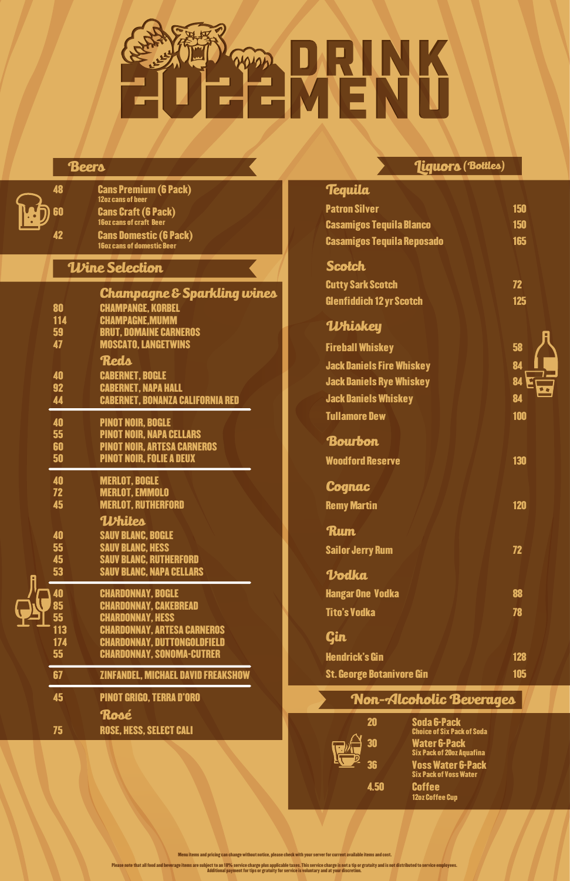# 2022 DRINK MENU

## Beers

| | |
|---|---|
| 48 | **Cans Premium (6 Pack)** 12oz cans of beer |
| 60 | **Cans Craft (6 Pack)** 16oz cans of craft Beer |
| 42 | **Cans Domestic (6 Pack)** 16oz cans of domestic Beer |

## Wine Selection

### Champagne & Sparkling wines

| | |
|---|---|
| 80 | CHAMPANGE, KORBEL |
| 114 | CHAMPAGNE,MUMM |
| 59 | BRUT, DOMAINE CARNEROS |
| 47 | MOSCATO, LANGETWINS |

### Reds

| | |
|---|---|
| 40 | CABERNET, BOGLE |
| 92 | CABERNET, NAPA HALL |
| 44 | CABERNET, BONANZA CALIFORNIA RED |
| 40 | PINOT NOIR, BOGLE |
| 55 | PINOT NOIR, NAPA CELLARS |
| 60 | PINOT NOIR, ARTESA CARNEROS |
| 50 | PINOT NOIR, FOLIE A DEUX |
| 40 | MERLOT, BOGLE |
| 72 | MERLOT, EMMOLO |
| 45 | MERLOT, RUTHERFORD |

### Whites

| | |
|---|---|
| 40 | SAUV BLANC, BOGLE |
| 55 | SAUV BLANC, HESS |
| 45 | SAUV BLANC, RUTHERFORD |
| 53 | SAUV BLANC, NAPA CELLARS |
| 40 | CHARDONNAY, BOGLE |
| 85 | CHARDONNAY, CAKEBREAD |
| 55 | CHARDONNAY, HESS |
| 113 | CHARDONNAY, ARTESA CARNEROS |
| 174 | CHARDONNAY, DUTTONGOLDFIELD |
| 55 | CHARDONNAY, SONOMA-CUTRER |
| 67 | ZINFANDEL, MICHAEL DAVID FREAKSHOW |
| 45 | PINOT GRIGO, TERRA D'ORO |

### Rosé

| | |
|---|---|
| 75 | ROSE, HESS, SELECT CALI |

## Liquors (Bottles)

### Tequila

| | |
|---|---|
| Patron Silver | 150 |
| Casamigos Tequila Blanco | 150 |
| Casamigos Tequila Reposado | 165 |

### Scotch

| | |
|---|---|
| Cutty Sark Scotch | 72 |
| Glenfiddich 12 yr Scotch | 125 |

### Whiskey

| | |
|---|---|
| Fireball Whiskey | 58 |
| Jack Daniels Fire Whiskey | 84 |
| Jack Daniels Rye Whiskey | 84 |
| Jack Daniels Whiskey | 84 |
| Tullamore Dew | 100 |

### Bourbon

| | |
|---|---|
| Woodford Reserve | 130 |

### Cognac

| | |
|---|---|
| Remy Martin | 120 |

### Rum

| | |
|---|---|
| Sailor Jerry Rum | 72 |

### Vodka

| | |
|---|---|
| Hangar One Vodka | 88 |
| Tito's Vodka | 78 |

### Gin

| | |
|---|---|
| Hendrick's Gin | 128 |
| St. George Botanivore Gin | 105 |

## Non-Alcoholic Beverages

| | |
|---|---|
| 20 | **Soda 6-Pack** Choice of Six Pack of Soda |
| 30 | **Water 6-Pack** Six Pack of 20oz Aquafina |
| 36 | **Voss Water 6-Pack** Six Pack of Voss Water |
| 4.50 | **Coffee** 12oz Coffee Cup |

Menu items and pricing can change without notice, please check with your server for current available items and cost.

Please note that all food and beverage items are subject to an 18% service charge plus applicable taxes. This service charge is not a tip or gratuity and is not distributed to service employees. Additional payment for tips or gratuity for service is voluntary and at your discretion.